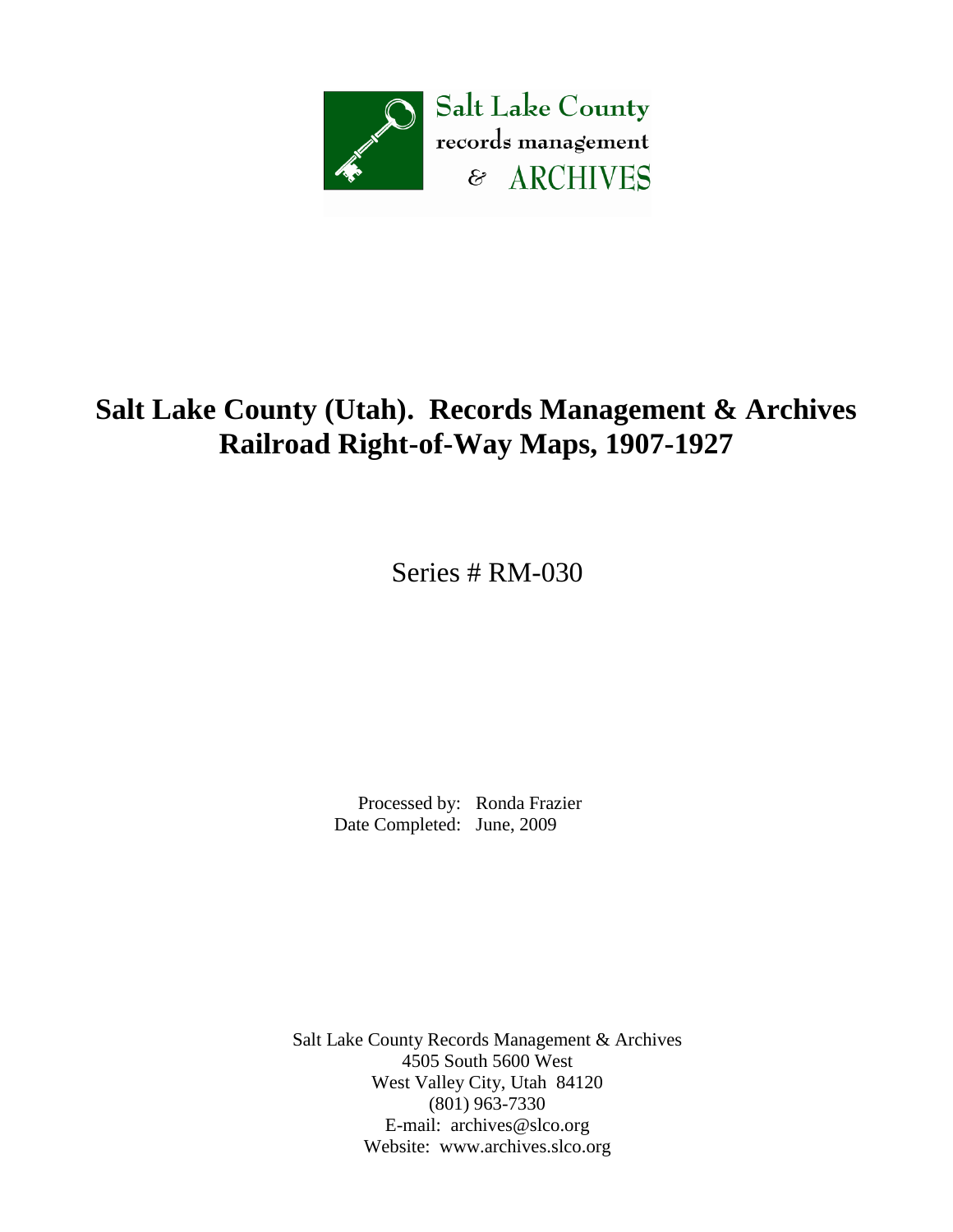Salt Lake County
records management
& ARCHIVES

# Salt Lake County (Utah). Records Management & Archives Railroad Right-of-Way Maps, 1907-1927

Series # RM-030

Processed by: Ronda Frazier
Date Completed: June, 2009

Salt Lake County Records Management & Archives
4505 South 5600 West
West Valley City, Utah 84120
(801) 963-7330
E-mail: archives@slco.org
Website: www.archives.slco.org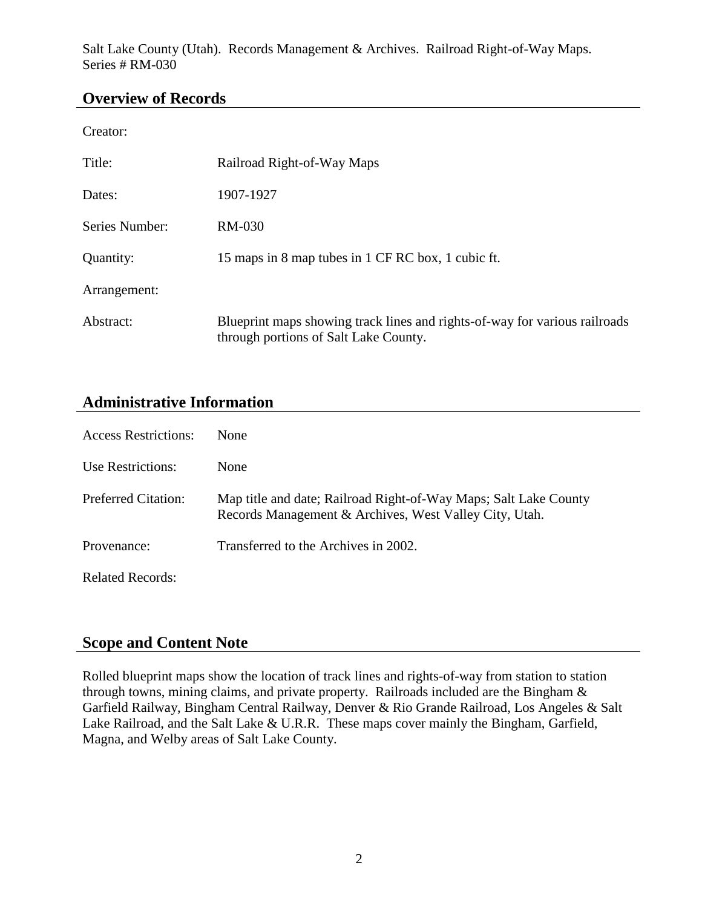Salt Lake County (Utah). Records Management & Archives. Railroad Right-of-Way Maps. Series # RM-030

## Overview of Records

| | |
|---|---|
| Creator: | |
| Title: | Railroad Right-of-Way Maps |
| Dates: | 1907-1927 |
| Series Number: | RM-030 |
| Quantity: | 15 maps in 8 map tubes in 1 CF RC box, 1 cubic ft. |
| Arrangement: | |
| Abstract: | Blueprint maps showing track lines and rights-of-way for various railroads through portions of Salt Lake County. |

## Administrative Information

| | |
|---|---|
| Access Restrictions: | None |
| Use Restrictions: | None |
| Preferred Citation: | Map title and date; Railroad Right-of-Way Maps; Salt Lake County Records Management & Archives, West Valley City, Utah. |
| Provenance: | Transferred to the Archives in 2002. |
| Related Records: | |

## Scope and Content Note

Rolled blueprint maps show the location of track lines and rights-of-way from station to station through towns, mining claims, and private property. Railroads included are the Bingham & Garfield Railway, Bingham Central Railway, Denver & Rio Grande Railroad, Los Angeles & Salt Lake Railroad, and the Salt Lake & U.R.R. These maps cover mainly the Bingham, Garfield, Magna, and Welby areas of Salt Lake County.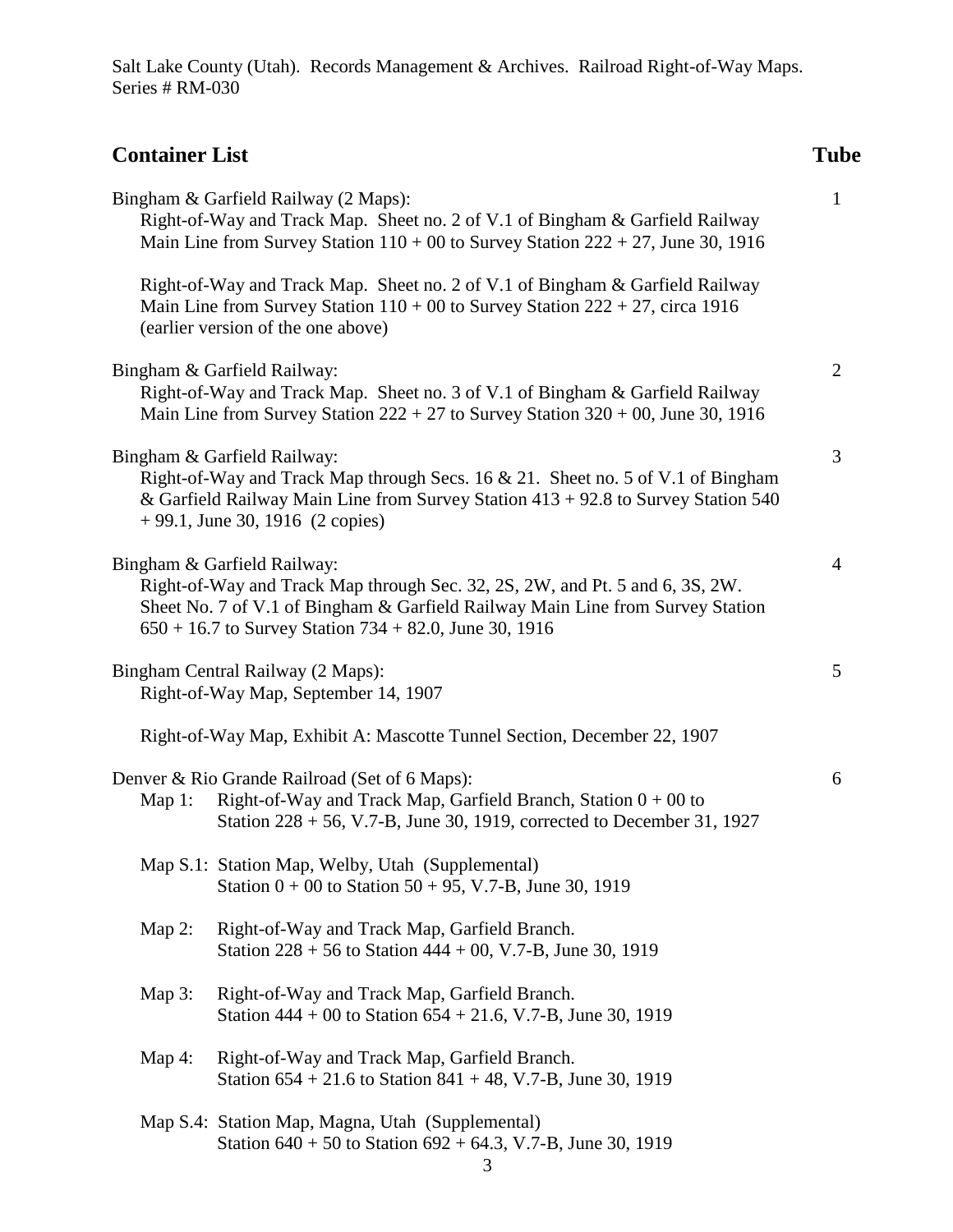## Container List

| | Tube |
|---|---|
| Bingham & Garfield Railway (2 Maps): | 1 |
| Right-of-Way and Track Map. Sheet no. 2 of V.1 of Bingham & Garfield Railway Main Line from Survey Station 110 + 00 to Survey Station 222 + 27, June 30, 1916 | |
| Right-of-Way and Track Map. Sheet no. 2 of V.1 of Bingham & Garfield Railway Main Line from Survey Station 110 + 00 to Survey Station 222 + 27, circa 1916 (earlier version of the one above) | |
| Bingham & Garfield Railway: | 2 |
| Right-of-Way and Track Map. Sheet no. 3 of V.1 of Bingham & Garfield Railway Main Line from Survey Station 222 + 27 to Survey Station 320 + 00, June 30, 1916 | |
| Bingham & Garfield Railway: | 3 |
| Right-of-Way and Track Map through Secs. 16 & 21. Sheet no. 5 of V.1 of Bingham & Garfield Railway Main Line from Survey Station 413 + 92.8 to Survey Station 540 + 99.1, June 30, 1916 (2 copies) | |
| Bingham & Garfield Railway: | 4 |
| Right-of-Way and Track Map through Sec. 32, 2S, 2W, and Pt. 5 and 6, 3S, 2W. Sheet No. 7 of V.1 of Bingham & Garfield Railway Main Line from Survey Station 650 + 16.7 to Survey Station 734 + 82.0, June 30, 1916 | |
| Bingham Central Railway (2 Maps): | 5 |
| Right-of-Way Map, September 14, 1907 | |
| Right-of-Way Map, Exhibit A: Mascotte Tunnel Section, December 22, 1907 | |
| Denver & Rio Grande Railroad (Set of 6 Maps): | 6 |
| Map 1: Right-of-Way and Track Map, Garfield Branch, Station 0 + 00 to Station 228 + 56, V.7-B, June 30, 1919, corrected to December 31, 1927 | |
| Map S.1: Station Map, Welby, Utah (Supplemental) Station 0 + 00 to Station 50 + 95, V.7-B, June 30, 1919 | |
| Map 2: Right-of-Way and Track Map, Garfield Branch. Station 228 + 56 to Station 444 + 00, V.7-B, June 30, 1919 | |
| Map 3: Right-of-Way and Track Map, Garfield Branch. Station 444 + 00 to Station 654 + 21.6, V.7-B, June 30, 1919 | |
| Map 4: Right-of-Way and Track Map, Garfield Branch. Station 654 + 21.6 to Station 841 + 48, V.7-B, June 30, 1919 | |
| Map S.4: Station Map, Magna, Utah (Supplemental) Station 640 + 50 to Station 692 + 64.3, V.7-B, June 30, 1919 | |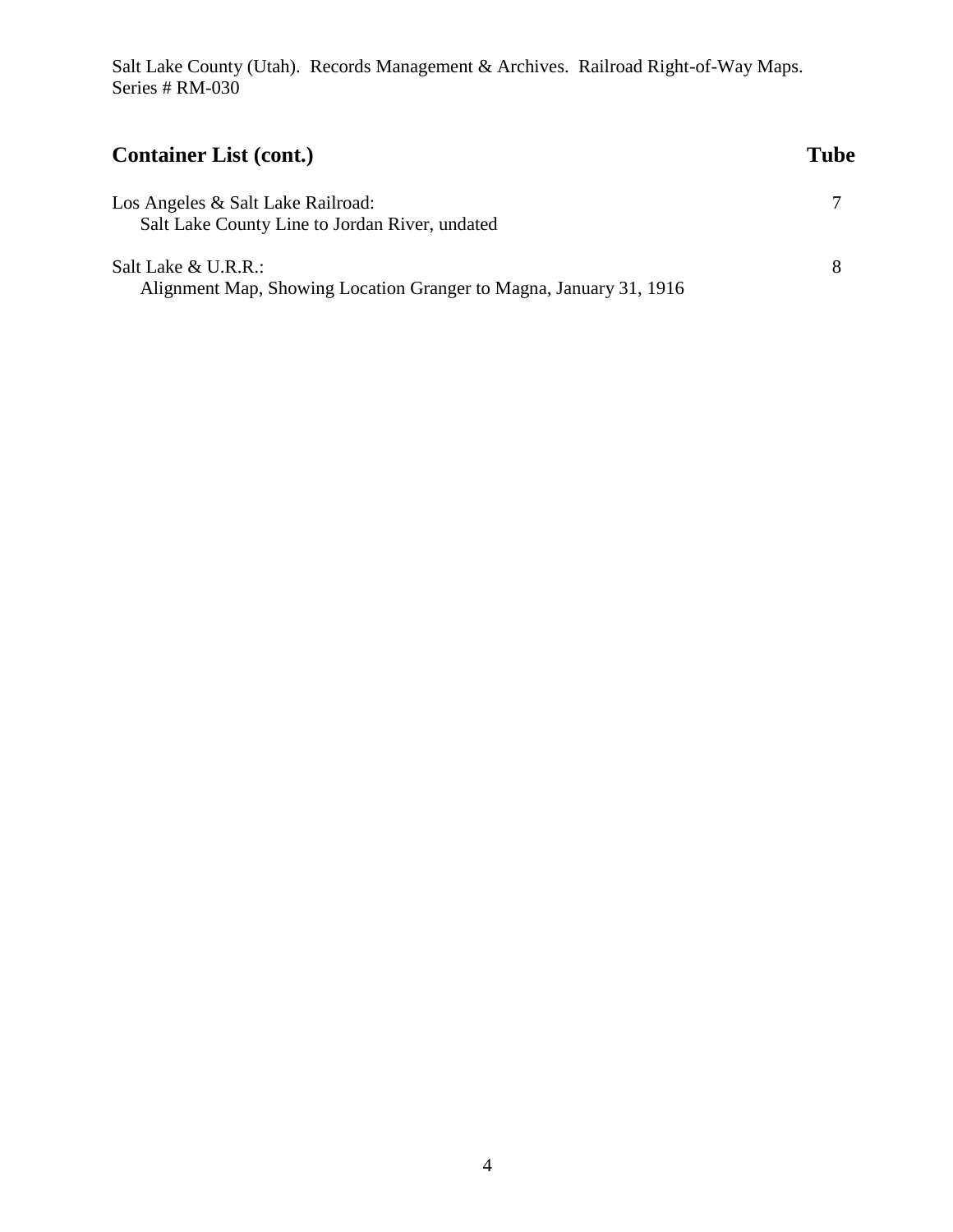## Container List (cont.)

| | Tube |
|---|---|
| Los Angeles & Salt Lake Railroad: Salt Lake County Line to Jordan River, undated | 7 |
| Salt Lake & U.R.R.: Alignment Map, Showing Location Granger to Magna, January 31, 1916 | 8 |